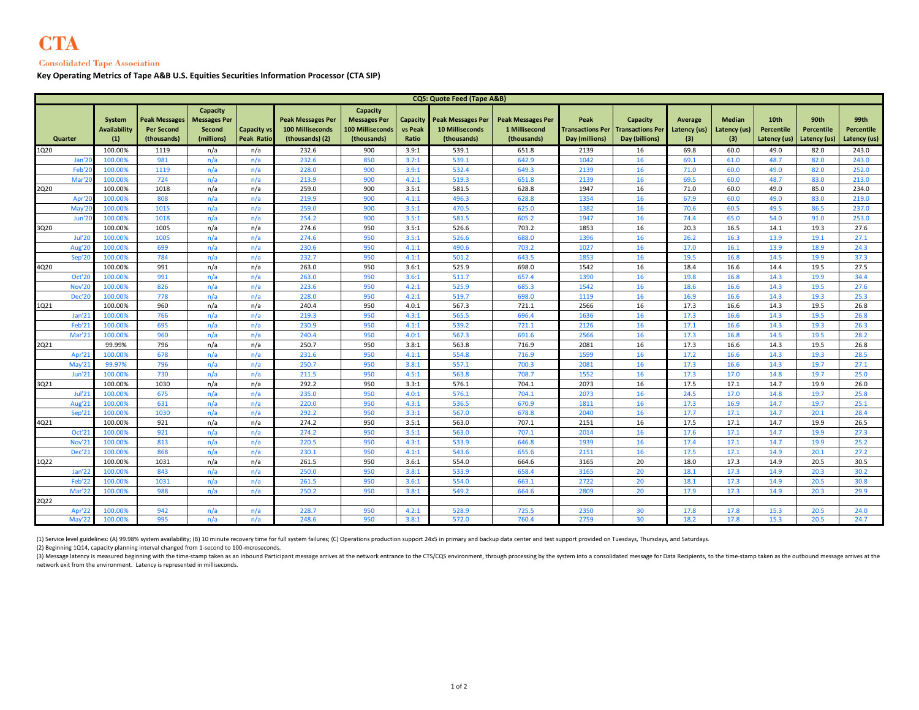# CTA

Consolidated Tape Association

**Key Operating Metrics of Tape A&B U.S. Equities Securities Information Processor (CTA SIP)**

| CQS: Quote Feed (Tape A&B) | | | | | | | | | | | | | | | | | |
|---|---|---|---|---|---|---|---|---|---|---|---|---|---|---|---|---|---|
| Quarter | System Availability (1) | Peak Messages Per Second (thousands) | Capacity Messages Per Second (millions) | Capacity vs Peak Ratio | Peak Messages Per 100 Milliseconds (thousands) (2) | Capacity Messages Per 100 Milliseconds (thousands) | Capacity vs Peak Ratio | Peak Messages Per 10 Milliseconds (thousands) | Peak Messages Per 1 Millisecond (thousands) | Peak Transactions Per Day (millions) | Capacity Transactions Per Day (billions) | Average Latency (us) (3) | Median Latency (us) (3) | 10th Percentile Latency (us) | 90th Percentile Latency (us) | 99th Percentile Latency (us) |
| 1Q20 | 100.00% | 1119 | n/a | n/a | 232.6 | 900 | 3.9:1 | 539.1 | 651.8 | 2139 | 16 | 69.8 | 60.0 | 49.0 | 82.0 | 243.0 |
| Jan'20 | 100.00% | 981 | n/a | n/a | 232.6 | 850 | 3.7:1 | 539.1 | 642.9 | 1042 | 16 | 69.1 | 61.0 | 48.7 | 82.0 | 243.0 |
| Feb'20 | 100.00% | 1119 | n/a | n/a | 228.0 | 900 | 3.9:1 | 532.4 | 649.3 | 2139 | 16 | 71.0 | 60.0 | 49.0 | 82.0 | 252.0 |
| Mar'20 | 100.00% | 724 | n/a | n/a | 213.9 | 900 | 4.2:1 | 519.3 | 651.8 | 2139 | 16 | 69.5 | 60.0 | 48.7 | 83.0 | 213.0 |
| 2Q20 | 100.00% | 1018 | n/a | n/a | 259.0 | 900 | 3.5:1 | 581.5 | 628.8 | 1947 | 16 | 71.0 | 60.0 | 49.0 | 85.0 | 234.0 |
| Apr'20 | 100.00% | 808 | n/a | n/a | 219.9 | 900 | 4.1:1 | 496.3 | 628.8 | 1354 | 16 | 67.9 | 60.0 | 49.0 | 83.0 | 219.0 |
| May'20 | 100.00% | 1015 | n/a | n/a | 259.0 | 900 | 3.5:1 | 470.5 | 625.0 | 1382 | 16 | 70.6 | 60.5 | 49.5 | 86.5 | 237.0 |
| Jun'20 | 100.00% | 1018 | n/a | n/a | 254.2 | 900 | 3.5:1 | 581.5 | 605.2 | 1947 | 16 | 74.4 | 65.0 | 54.0 | 91.0 | 253.0 |
| 3Q20 | 100.00% | 1005 | n/a | n/a | 274.6 | 950 | 3.5:1 | 526.6 | 703.2 | 1853 | 16 | 20.3 | 16.5 | 14.1 | 19.3 | 27.6 |
| Jul'20 | 100.00% | 1005 | n/a | n/a | 274.6 | 950 | 3.5:1 | 526.6 | 688.0 | 1396 | 16 | 26.2 | 16.3 | 13.9 | 19.1 | 27.1 |
| Aug'20 | 100.00% | 699 | n/a | n/a | 230.6 | 950 | 4.1:1 | 490.6 | 703.2 | 1027 | 16 | 17.0 | 16.1 | 13.9 | 18.9 | 24.3 |
| Sep'20 | 100.00% | 784 | n/a | n/a | 232.7 | 950 | 4.1:1 | 501.2 | 643.5 | 1853 | 16 | 19.5 | 16.8 | 14.5 | 19.9 | 37.3 |
| 4Q20 | 100.00% | 991 | n/a | n/a | 263.0 | 950 | 3.6:1 | 525.9 | 698.0 | 1542 | 16 | 18.4 | 16.6 | 14.4 | 19.5 | 27.5 |
| Oct'20 | 100.00% | 991 | n/a | n/a | 263.0 | 950 | 3.6:1 | 511.7 | 657.4 | 1390 | 16 | 19.8 | 16.8 | 14.3 | 19.9 | 34.4 |
| Nov'20 | 100.00% | 826 | n/a | n/a | 223.6 | 950 | 4.2:1 | 525.9 | 685.3 | 1542 | 16 | 18.6 | 16.6 | 14.3 | 19.5 | 27.6 |
| Dec'20 | 100.00% | 778 | n/a | n/a | 228.0 | 950 | 4.2:1 | 519.7 | 698.0 | 1119 | 16 | 16.9 | 16.6 | 14.3 | 19.3 | 25.3 |
| 1Q21 | 100.00% | 960 | n/a | n/a | 240.4 | 950 | 4.0:1 | 567.3 | 721.1 | 2566 | 16 | 17.3 | 16.6 | 14.3 | 19.5 | 26.8 |
| Jan'21 | 100.00% | 766 | n/a | n/a | 219.3 | 950 | 4.3:1 | 565.5 | 696.4 | 1636 | 16 | 17.3 | 16.6 | 14.3 | 19.5 | 26.8 |
| Feb'21 | 100.00% | 695 | n/a | n/a | 230.9 | 950 | 4.1:1 | 539.2 | 721.1 | 2126 | 16 | 17.1 | 16.6 | 14.3 | 19.3 | 26.3 |
| Mar'21 | 100.00% | 960 | n/a | n/a | 240.4 | 950 | 4.0:1 | 567.3 | 691.6 | 2566 | 16 | 17.3 | 16.8 | 14.5 | 19.5 | 28.2 |
| 2Q21 | 99.99% | 796 | n/a | n/a | 250.7 | 950 | 3.8:1 | 563.8 | 716.9 | 2081 | 16 | 17.3 | 16.6 | 14.3 | 19.5 | 26.8 |
| Apr'21 | 100.00% | 678 | n/a | n/a | 231.6 | 950 | 4.1:1 | 554.8 | 716.9 | 1599 | 16 | 17.2 | 16.6 | 14.3 | 19.3 | 28.5 |
| May'21 | 99.97% | 796 | n/a | n/a | 250.7 | 950 | 3.8:1 | 557.1 | 700.3 | 2081 | 16 | 17.3 | 16.6 | 14.3 | 19.7 | 27.1 |
| Jun'21 | 100.00% | 730 | n/a | n/a | 211.5 | 950 | 4.5:1 | 563.8 | 708.7 | 1552 | 16 | 17.3 | 17.0 | 14.8 | 19.7 | 25.0 |
| 3Q21 | 100.00% | 1030 | n/a | n/a | 292.2 | 950 | 3.3:1 | 576.1 | 704.1 | 2073 | 16 | 17.5 | 17.1 | 14.7 | 19.9 | 26.0 |
| Jul'21 | 100.00% | 675 | n/a | n/a | 235.0 | 950 | 4.0:1 | 576.1 | 704.1 | 2073 | 16 | 24.5 | 17.0 | 14.8 | 19.7 | 25.8 |
| Aug'21 | 100.00% | 631 | n/a | n/a | 220.0 | 950 | 4.3:1 | 536.5 | 670.9 | 1811 | 16 | 17.3 | 16.9 | 14.7 | 19.7 | 25.1 |
| Sep'21 | 100.00% | 1030 | n/a | n/a | 292.2 | 950 | 3.3:1 | 567.0 | 678.8 | 2040 | 16 | 17.7 | 17.1 | 14.7 | 20.1 | 28.4 |
| 4Q21 | 100.00% | 921 | n/a | n/a | 274.2 | 950 | 3.5:1 | 563.0 | 707.1 | 2151 | 16 | 17.5 | 17.1 | 14.7 | 19.9 | 26.5 |
| Oct'21 | 100.00% | 921 | n/a | n/a | 274.2 | 950 | 3.5:1 | 563.0 | 707.1 | 2014 | 16 | 17.6 | 17.1 | 14.7 | 19.9 | 27.3 |
| Nov'21 | 100.00% | 813 | n/a | n/a | 220.5 | 950 | 4.3:1 | 533.9 | 646.8 | 1939 | 16 | 17.4 | 17.1 | 14.7 | 19.9 | 25.2 |
| Dec'21 | 100.00% | 868 | n/a | n/a | 230.1 | 950 | 4.1:1 | 543.6 | 655.6 | 2151 | 16 | 17.5 | 17.1 | 14.9 | 20.1 | 27.2 |
| 1Q22 | 100.00% | 1031 | n/a | n/a | 261.5 | 950 | 3.6:1 | 554.0 | 664.6 | 3165 | 20 | 18.0 | 17.3 | 14.9 | 20.5 | 30.5 |
| Jan'22 | 100.00% | 843 | n/a | n/a | 250.0 | 950 | 3.8:1 | 533.9 | 658.4 | 3165 | 20 | 18.1 | 17.3 | 14.9 | 20.3 | 30.2 |
| Feb'22 | 100.00% | 1031 | n/a | n/a | 261.5 | 950 | 3.6:1 | 554.0 | 663.1 | 2722 | 20 | 18.1 | 17.3 | 14.9 | 20.5 | 30.8 |
| Mar'22 | 100.00% | 988 | n/a | n/a | 250.2 | 950 | 3.8:1 | 549.2 | 664.6 | 2809 | 20 | 17.9 | 17.3 | 14.9 | 20.3 | 29.9 |
| 2Q22 | | | | | | | | | | | | | | | | |
| Apr'22 | 100.00% | 942 | n/a | n/a | 228.7 | 950 | 4.2:1 | 528.9 | 725.5 | 2350 | 30 | 17.8 | 17.8 | 15.3 | 20.5 | 24.0 |
| May'22 | 100.00% | 995 | n/a | n/a | 248.6 | 950 | 3.8:1 | 572.0 | 760.4 | 2759 | 30 | 18.2 | 17.8 | 15.3 | 20.5 | 24.7 |

(1) Service level guidelines: (A) 99.98% system availability; (B) 10 minute recovery time for full system failures; (C) Operations production support 24x5 in primary and backup data center and test support provided on Tuesdays, Thursdays, and Saturdays.

(2) Beginning 1Q14, capacity planning interval changed from 1-second to 100-mcroseconds.

(3) Message latency is measured beginning with the time-stamp taken as an inbound Participant message arrives at the network entrance to the CTS/CQS environment, through processing by the system into a consolidated message for Data Recipients, to the time-stamp taken as the outbound message arrives at the network exit from the environment. Latency is represented in milliseconds.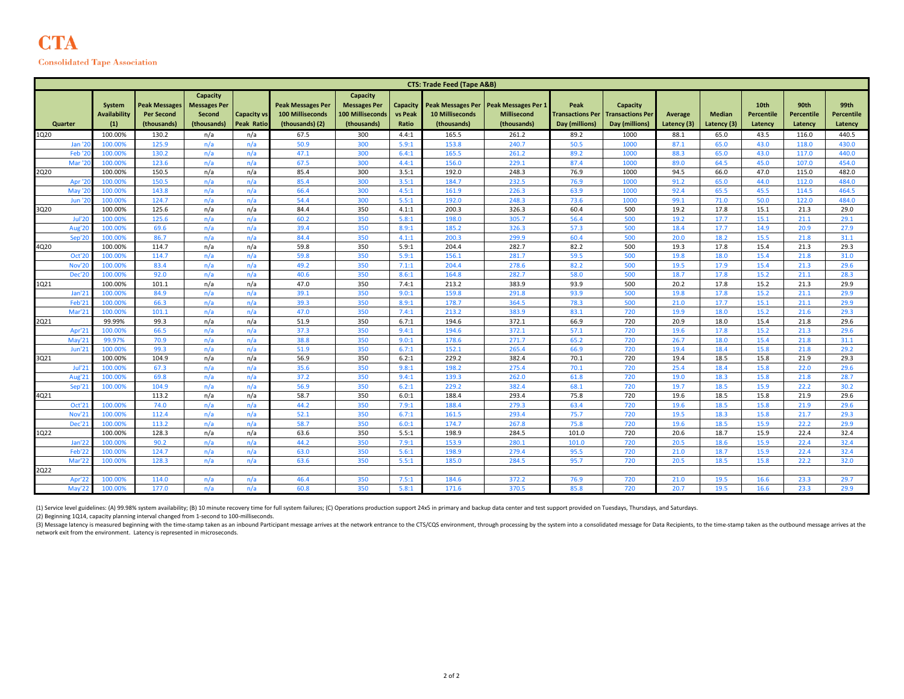# CTA

Consolidated Tape Association

| CTS: Trade Feed (Tape A&B) | | | | | | | | | | | | | | | | | |
|---|---|---|---|---|---|---|---|---|---|---|---|---|---|---|---|---|---|
| Quarter | System Availability (1) | Peak Messages Per Second (thousands) | Capacity Messages Per Second (thousands) | Capacity vs Peak Ratio | Peak Messages Per 100 Milliseconds (thousands) (2) | Capacity Messages Per 100 Milliseconds (thousands) | Capacity vs Peak Ratio | Peak Messages Per 10 Milliseconds (thousands) | Peak Messages Per 1 Millisecond (thousands) | Peak Transactions Per Day (millions) | Capacity Transactions Per Day (millions) | Average Latency (3) | Median Latency (3) | 10th Percentile Latency | 90th Percentile Latency | 99th Percentile Latency |
| 1Q20 | 100.00% | 130.2 | n/a | n/a | 67.5 | 300 | 4.4:1 | 165.5 | 261.2 | 89.2 | 1000 | 88.1 | 65.0 | 43.5 | 116.0 | 440.5 |
| Jan '20 | 100.00% | 125.9 | n/a | n/a | 50.9 | 300 | 5.9:1 | 153.8 | 240.7 | 50.5 | 1000 | 87.1 | 65.0 | 43.0 | 118.0 | 430.0 |
| Feb '20 | 100.00% | 130.2 | n/a | n/a | 47.1 | 300 | 6.4:1 | 165.5 | 261.2 | 89.2 | 1000 | 88.3 | 65.0 | 43.0 | 117.0 | 440.0 |
| Mar '20 | 100.00% | 123.6 | n/a | n/a | 67.5 | 300 | 4.4:1 | 156.0 | 229.1 | 87.4 | 1000 | 89.0 | 64.5 | 45.0 | 107.0 | 454.0 |
| 2Q20 | 100.00% | 150.5 | n/a | n/a | 85.4 | 300 | 3.5:1 | 192.0 | 248.3 | 76.9 | 1000 | 94.5 | 66.0 | 47.0 | 115.0 | 482.0 |
| Apr '20 | 100.00% | 150.5 | n/a | n/a | 85.4 | 300 | 3.5:1 | 184.7 | 232.5 | 76.9 | 1000 | 91.2 | 65.0 | 44.0 | 112.0 | 484.0 |
| May '20 | 100.00% | 143.8 | n/a | n/a | 66.4 | 300 | 4.5:1 | 161.9 | 226.3 | 63.9 | 1000 | 92.4 | 65.5 | 45.5 | 114.5 | 464.5 |
| Jun '20 | 100.00% | 124.7 | n/a | n/a | 54.4 | 300 | 5.5:1 | 192.0 | 248.3 | 73.6 | 1000 | 99.1 | 71.0 | 50.0 | 122.0 | 484.0 |
| 3Q20 | 100.00% | 125.6 | n/a | n/a | 84.4 | 350 | 4.1:1 | 200.3 | 326.3 | 60.4 | 500 | 19.2 | 17.8 | 15.1 | 21.3 | 29.0 |
| Jul'20 | 100.00% | 125.6 | n/a | n/a | 60.2 | 350 | 5.8:1 | 198.0 | 305.7 | 56.4 | 500 | 19.2 | 17.7 | 15.1 | 21.1 | 29.1 |
| Aug'20 | 100.00% | 69.6 | n/a | n/a | 39.4 | 350 | 8.9:1 | 185.2 | 326.3 | 57.3 | 500 | 18.4 | 17.7 | 14.9 | 20.9 | 27.9 |
| Sep'20 | 100.00% | 86.7 | n/a | n/a | 84.4 | 350 | 4.1:1 | 200.3 | 299.9 | 60.4 | 500 | 20.0 | 18.2 | 15.5 | 21.8 | 31.1 |
| 4Q20 | 100.00% | 114.7 | n/a | n/a | 59.8 | 350 | 5.9:1 | 204.4 | 282.7 | 82.2 | 500 | 19.3 | 17.8 | 15.4 | 21.3 | 29.3 |
| Oct'20 | 100.00% | 114.7 | n/a | n/a | 59.8 | 350 | 5.9:1 | 156.1 | 281.7 | 59.5 | 500 | 19.8 | 18.0 | 15.4 | 21.8 | 31.0 |
| Nov'20 | 100.00% | 83.4 | n/a | n/a | 49.2 | 350 | 7.1:1 | 204.4 | 278.6 | 82.2 | 500 | 19.5 | 17.9 | 15.4 | 21.3 | 29.6 |
| Dec'20 | 100.00% | 92.0 | n/a | n/a | 40.6 | 350 | 8.6:1 | 164.8 | 282.7 | 58.0 | 500 | 18.7 | 17.8 | 15.2 | 21.1 | 28.3 |
| 1Q21 | 100.00% | 101.1 | n/a | n/a | 47.0 | 350 | 7.4:1 | 213.2 | 383.9 | 93.9 | 500 | 20.2 | 17.8 | 15.2 | 21.3 | 29.9 |
| Jan'21 | 100.00% | 84.9 | n/a | n/a | 39.1 | 350 | 9.0:1 | 159.8 | 291.8 | 93.9 | 500 | 19.8 | 17.8 | 15.2 | 21.1 | 29.9 |
| Feb'21 | 100.00% | 66.3 | n/a | n/a | 39.3 | 350 | 8.9:1 | 178.7 | 364.5 | 78.3 | 500 | 21.0 | 17.7 | 15.1 | 21.1 | 29.9 |
| Mar'21 | 100.00% | 101.1 | n/a | n/a | 47.0 | 350 | 7.4:1 | 213.2 | 383.9 | 83.1 | 720 | 19.9 | 18.0 | 15.2 | 21.6 | 29.3 |
| 2Q21 | 99.99% | 99.3 | n/a | n/a | 51.9 | 350 | 6.7:1 | 194.6 | 372.1 | 66.9 | 720 | 20.9 | 18.0 | 15.4 | 21.8 | 29.6 |
| Apr'21 | 100.00% | 66.5 | n/a | n/a | 37.3 | 350 | 9.4:1 | 194.6 | 372.1 | 57.1 | 720 | 19.6 | 17.8 | 15.2 | 21.3 | 29.6 |
| May'21 | 99.97% | 70.9 | n/a | n/a | 38.8 | 350 | 9.0:1 | 178.6 | 271.7 | 65.2 | 720 | 26.7 | 18.0 | 15.4 | 21.8 | 31.1 |
| Jun'21 | 100.00% | 99.3 | n/a | n/a | 51.9 | 350 | 6.7:1 | 152.1 | 265.4 | 66.9 | 720 | 19.4 | 18.4 | 15.8 | 21.8 | 29.2 |
| 3Q21 | 100.00% | 104.9 | n/a | n/a | 56.9 | 350 | 6.2:1 | 229.2 | 382.4 | 70.1 | 720 | 19.4 | 18.5 | 15.8 | 21.9 | 29.3 |
| Jul'21 | 100.00% | 67.3 | n/a | n/a | 35.6 | 350 | 9.8:1 | 198.2 | 275.4 | 70.1 | 720 | 25.4 | 18.4 | 15.8 | 22.0 | 29.6 |
| Aug'21 | 100.00% | 69.8 | n/a | n/a | 37.2 | 350 | 9.4:1 | 139.3 | 262.0 | 61.8 | 720 | 19.0 | 18.3 | 15.8 | 21.8 | 28.7 |
| Sep'21 | 100.00% | 104.9 | n/a | n/a | 56.9 | 350 | 6.2:1 | 229.2 | 382.4 | 68.1 | 720 | 19.7 | 18.5 | 15.9 | 22.2 | 30.2 |
| 4Q21 | | 113.2 | n/a | n/a | 58.7 | 350 | 6.0:1 | 188.4 | 293.4 | 75.8 | 720 | 19.6 | 18.5 | 15.8 | 21.9 | 29.6 |
| Oct'21 | 100.00% | 74.0 | n/a | n/a | 44.2 | 350 | 7.9:1 | 188.4 | 279.3 | 63.4 | 720 | 19.6 | 18.5 | 15.8 | 21.9 | 29.6 |
| Nov'21 | 100.00% | 112.4 | n/a | n/a | 52.1 | 350 | 6.7:1 | 161.5 | 293.4 | 75.7 | 720 | 19.5 | 18.3 | 15.8 | 21.7 | 29.3 |
| Dec'21 | 100.00% | 113.2 | n/a | n/a | 58.7 | 350 | 6.0:1 | 174.7 | 267.8 | 75.8 | 720 | 19.6 | 18.5 | 15.9 | 22.2 | 29.9 |
| 1Q22 | 100.00% | 128.3 | n/a | n/a | 63.6 | 350 | 5.5:1 | 198.9 | 284.5 | 101.0 | 720 | 20.6 | 18.7 | 15.9 | 22.4 | 32.4 |
| Jan'22 | 100.00% | 90.2 | n/a | n/a | 44.2 | 350 | 7.9:1 | 153.9 | 280.1 | 101.0 | 720 | 20.5 | 18.6 | 15.9 | 22.4 | 32.4 |
| Feb'22 | 100.00% | 124.7 | n/a | n/a | 63.0 | 350 | 5.6:1 | 198.9 | 279.4 | 95.5 | 720 | 21.0 | 18.7 | 15.9 | 22.4 | 32.4 |
| Mar'22 | 100.00% | 128.3 | n/a | n/a | 63.6 | 350 | 5.5:1 | 185.0 | 284.5 | 95.7 | 720 | 20.5 | 18.5 | 15.8 | 22.2 | 32.0 |
| 2Q22 | | | | | | | | | | | | | | | | |
| Apr'22 | 100.00% | 114.0 | n/a | n/a | 46.4 | 350 | 7.5:1 | 184.6 | 372.2 | 76.9 | 720 | 21.0 | 19.5 | 16.6 | 23.3 | 29.7 |
| May'22 | 100.00% | 177.0 | n/a | n/a | 60.8 | 350 | 5.8:1 | 171.6 | 370.5 | 85.8 | 720 | 20.7 | 19.5 | 16.6 | 23.3 | 29.9 |

(1) Service level guidelines: (A) 99.98% system availability; (B) 10 minute recovery time for full system failures; (C) Operations production support 24x5 in primary and backup data center and test support provided on Tuesdays, Thursdays, and Saturdays.

(2) Beginning 1Q14, capacity planning interval changed from 1-second to 100-milliseconds.

(3) Message latency is measured beginning with the time-stamp taken as an inbound Participant message arrives at the network entrance to the CTS/CQS environment, through processing by the system into a consolidated message for Data Recipients, to the time-stamp taken as the outbound message arrives at the network exit from the environment. Latency is represented in microseconds.